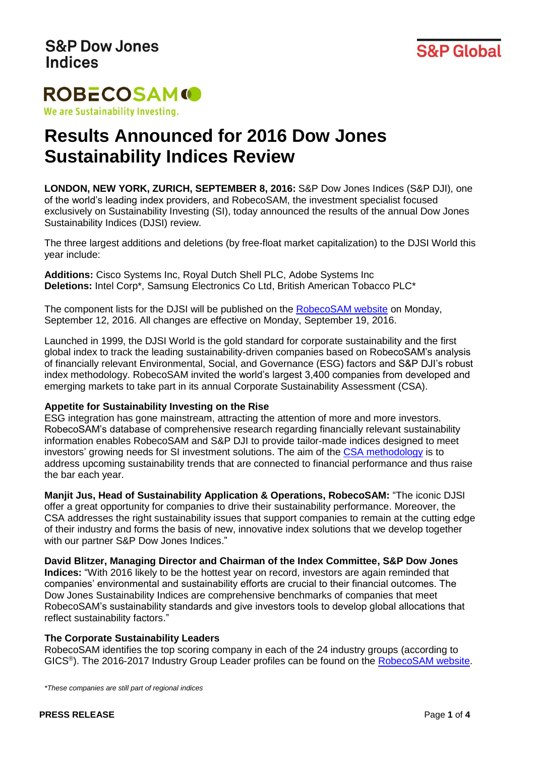S&P Dow Jones Indices

S&P Global

ROBECOSAM

We are Sustainability Investing.

# Results Announced for 2016 Dow Jones Sustainability Indices Review

**LONDON, NEW YORK, ZURICH, SEPTEMBER 8, 2016:** S&P Dow Jones Indices (S&P DJI), one of the world's leading index providers, and RobecoSAM, the investment specialist focused exclusively on Sustainability Investing (SI), today announced the results of the annual Dow Jones Sustainability Indices (DJSI) review.

The three largest additions and deletions (by free-float market capitalization) to the DJSI World this year include:

**Additions:** Cisco Systems Inc, Royal Dutch Shell PLC, Adobe Systems Inc
**Deletions:** Intel Corp*, Samsung Electronics Co Ltd, British American Tobacco PLC*

The component lists for the DJSI will be published on the RobecoSAM website on Monday, September 12, 2016. All changes are effective on Monday, September 19, 2016.

Launched in 1999, the DJSI World is the gold standard for corporate sustainability and the first global index to track the leading sustainability-driven companies based on RobecoSAM's analysis of financially relevant Environmental, Social, and Governance (ESG) factors and S&P DJI's robust index methodology. RobecoSAM invited the world's largest 3,400 companies from developed and emerging markets to take part in its annual Corporate Sustainability Assessment (CSA).

### Appetite for Sustainability Investing on the Rise

ESG integration has gone mainstream, attracting the attention of more and more investors. RobecoSAM's database of comprehensive research regarding financially relevant sustainability information enables RobecoSAM and S&P DJI to provide tailor-made indices designed to meet investors' growing needs for SI investment solutions. The aim of the CSA methodology is to address upcoming sustainability trends that are connected to financial performance and thus raise the bar each year.

**Manjit Jus, Head of Sustainability Application & Operations, RobecoSAM:** "The iconic DJSI offer a great opportunity for companies to drive their sustainability performance. Moreover, the CSA addresses the right sustainability issues that support companies to remain at the cutting edge of their industry and forms the basis of new, innovative index solutions that we develop together with our partner S&P Dow Jones Indices."

**David Blitzer, Managing Director and Chairman of the Index Committee, S&P Dow Jones Indices:** "With 2016 likely to be the hottest year on record, investors are again reminded that companies' environmental and sustainability efforts are crucial to their financial outcomes. The Dow Jones Sustainability Indices are comprehensive benchmarks of companies that meet RobecoSAM's sustainability standards and give investors tools to develop global allocations that reflect sustainability factors."

### The Corporate Sustainability Leaders

RobecoSAM identifies the top scoring company in each of the 24 industry groups (according to GICS®). The 2016-2017 Industry Group Leader profiles can be found on the RobecoSAM website.

*\*These companies are still part of regional indices*

PRESS RELEASE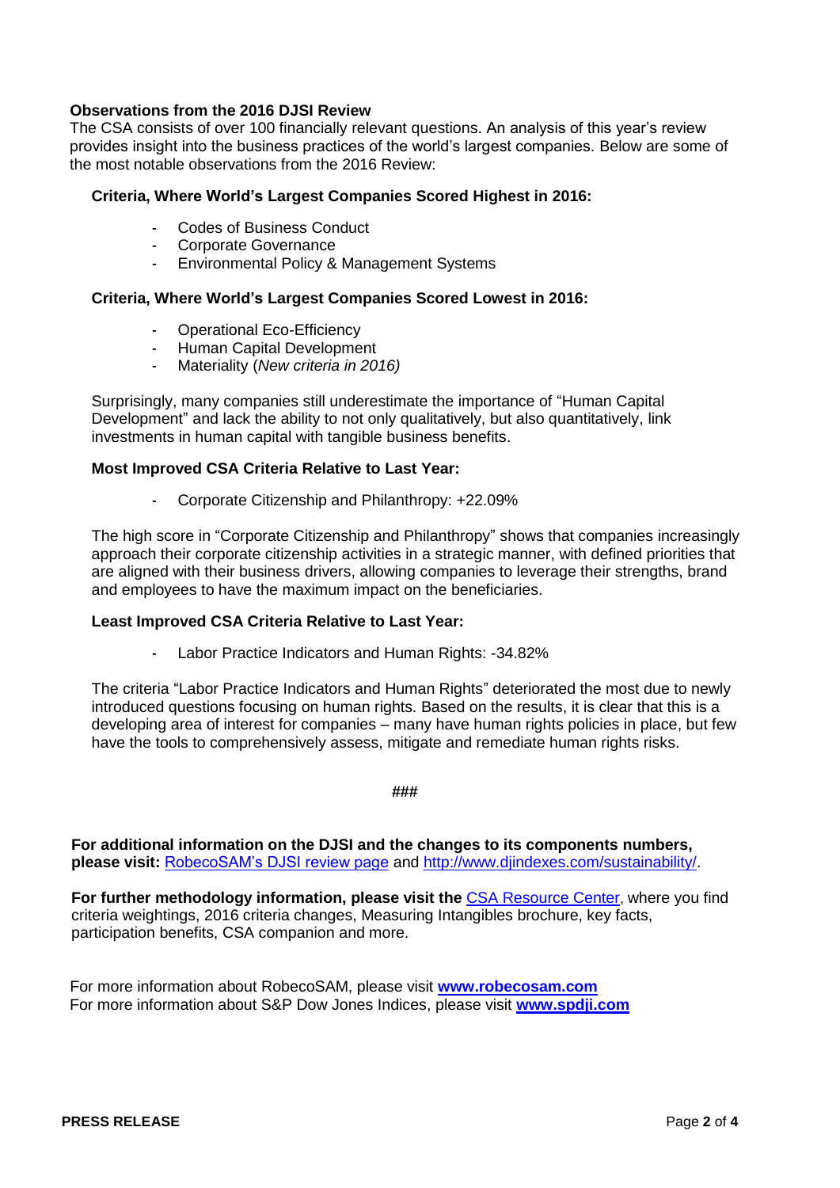**Observations from the 2016 DJSI Review**

The CSA consists of over 100 financially relevant questions. An analysis of this year's review provides insight into the business practices of the world's largest companies. Below are some of the most notable observations from the 2016 Review:

**Criteria, Where World's Largest Companies Scored Highest in 2016:**

- Codes of Business Conduct
- Corporate Governance
- Environmental Policy & Management Systems

**Criteria, Where World's Largest Companies Scored Lowest in 2016:**

- Operational Eco-Efficiency
- Human Capital Development
- Materiality (*New criteria in 2016)*

Surprisingly, many companies still underestimate the importance of "Human Capital Development" and lack the ability to not only qualitatively, but also quantitatively, link investments in human capital with tangible business benefits.

**Most Improved CSA Criteria Relative to Last Year:**

- Corporate Citizenship and Philanthropy: +22.09%

The high score in "Corporate Citizenship and Philanthropy" shows that companies increasingly approach their corporate citizenship activities in a strategic manner, with defined priorities that are aligned with their business drivers, allowing companies to leverage their strengths, brand and employees to have the maximum impact on the beneficiaries.

**Least Improved CSA Criteria Relative to Last Year:**

- Labor Practice Indicators and Human Rights: -34.82%

The criteria "Labor Practice Indicators and Human Rights" deteriorated the most due to newly introduced questions focusing on human rights. Based on the results, it is clear that this is a developing area of interest for companies – many have human rights policies in place, but few have the tools to comprehensively assess, mitigate and remediate human rights risks.

###

**For additional information on the DJSI and the changes to its components numbers, please visit:** RobecoSAM's DJSI review page and http://www.djindexes.com/sustainability/.

**For further methodology information, please visit the** CSA Resource Center, where you find criteria weightings, 2016 criteria changes, Measuring Intangibles brochure, key facts, participation benefits, CSA companion and more.

For more information about RobecoSAM, please visit **www.robecosam.com**
For more information about S&P Dow Jones Indices, please visit **www.spdji.com**

**PRESS RELEASE**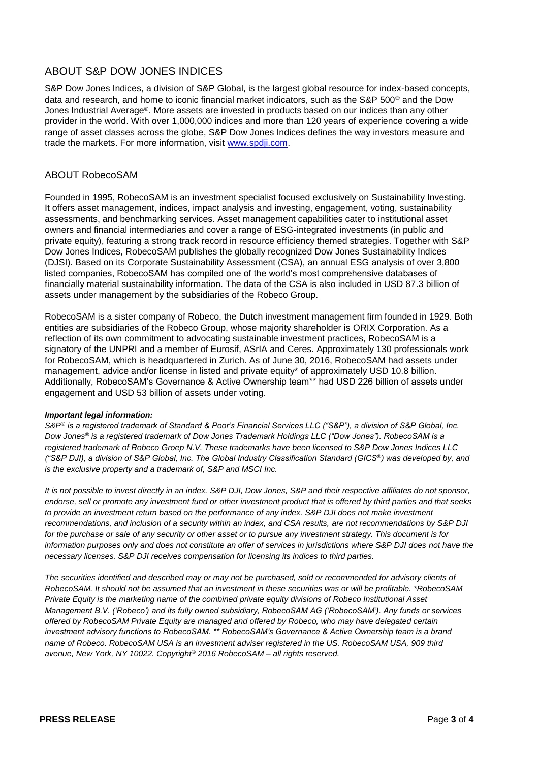## ABOUT S&P DOW JONES INDICES

S&P Dow Jones Indices, a division of S&P Global, is the largest global resource for index-based concepts, data and research, and home to iconic financial market indicators, such as the S&P 500® and the Dow Jones Industrial Average®. More assets are invested in products based on our indices than any other provider in the world. With over 1,000,000 indices and more than 120 years of experience covering a wide range of asset classes across the globe, S&P Dow Jones Indices defines the way investors measure and trade the markets. For more information, visit [www.spdji.com](www.spdji.com).

## ABOUT RobecoSAM

Founded in 1995, RobecoSAM is an investment specialist focused exclusively on Sustainability Investing. It offers asset management, indices, impact analysis and investing, engagement, voting, sustainability assessments, and benchmarking services. Asset management capabilities cater to institutional asset owners and financial intermediaries and cover a range of ESG-integrated investments (in public and private equity), featuring a strong track record in resource efficiency themed strategies. Together with S&P Dow Jones Indices, RobecoSAM publishes the globally recognized Dow Jones Sustainability Indices (DJSI). Based on its Corporate Sustainability Assessment (CSA), an annual ESG analysis of over 3,800 listed companies, RobecoSAM has compiled one of the world's most comprehensive databases of financially material sustainability information. The data of the CSA is also included in USD 87.3 billion of assets under management by the subsidiaries of the Robeco Group.

RobecoSAM is a sister company of Robeco, the Dutch investment management firm founded in 1929. Both entities are subsidiaries of the Robeco Group, whose majority shareholder is ORIX Corporation. As a reflection of its own commitment to advocating sustainable investment practices, RobecoSAM is a signatory of the UNPRI and a member of Eurosif, ASrIA and Ceres. Approximately 130 professionals work for RobecoSAM, which is headquartered in Zurich. As of June 30, 2016, RobecoSAM had assets under management, advice and/or license in listed and private equity* of approximately USD 10.8 billion. Additionally, RobecoSAM's Governance & Active Ownership team** had USD 226 billion of assets under engagement and USD 53 billion of assets under voting.

***Important legal information:***

*S&P® is a registered trademark of Standard & Poor's Financial Services LLC ("S&P"), a division of S&P Global, Inc. Dow Jones® is a registered trademark of Dow Jones Trademark Holdings LLC ("Dow Jones"). RobecoSAM is a registered trademark of Robeco Groep N.V. These trademarks have been licensed to S&P Dow Jones Indices LLC ("S&P DJI), a division of S&P Global, Inc. The Global Industry Classification Standard (GICS®) was developed by, and is the exclusive property and a trademark of, S&P and MSCI Inc.*

*It is not possible to invest directly in an index. S&P DJI, Dow Jones, S&P and their respective affiliates do not sponsor, endorse, sell or promote any investment fund or other investment product that is offered by third parties and that seeks to provide an investment return based on the performance of any index. S&P DJI does not make investment recommendations, and inclusion of a security within an index, and CSA results, are not recommendations by S&P DJI for the purchase or sale of any security or other asset or to pursue any investment strategy. This document is for information purposes only and does not constitute an offer of services in jurisdictions where S&P DJI does not have the necessary licenses. S&P DJI receives compensation for licensing its indices to third parties.*

*The securities identified and described may or may not be purchased, sold or recommended for advisory clients of RobecoSAM. It should not be assumed that an investment in these securities was or will be profitable. *RobecoSAM Private Equity is the marketing name of the combined private equity divisions of Robeco Institutional Asset Management B.V. ('Robeco') and its fully owned subsidiary, RobecoSAM AG ('RobecoSAM'). Any funds or services offered by RobecoSAM Private Equity are managed and offered by Robeco, who may have delegated certain investment advisory functions to RobecoSAM. ** RobecoSAM's Governance & Active Ownership team is a brand name of Robeco. RobecoSAM USA is an investment adviser registered in the US. RobecoSAM USA, 909 third avenue, New York, NY 10022. Copyright© 2016 RobecoSAM – all rights reserved.*

**PRESS RELEASE**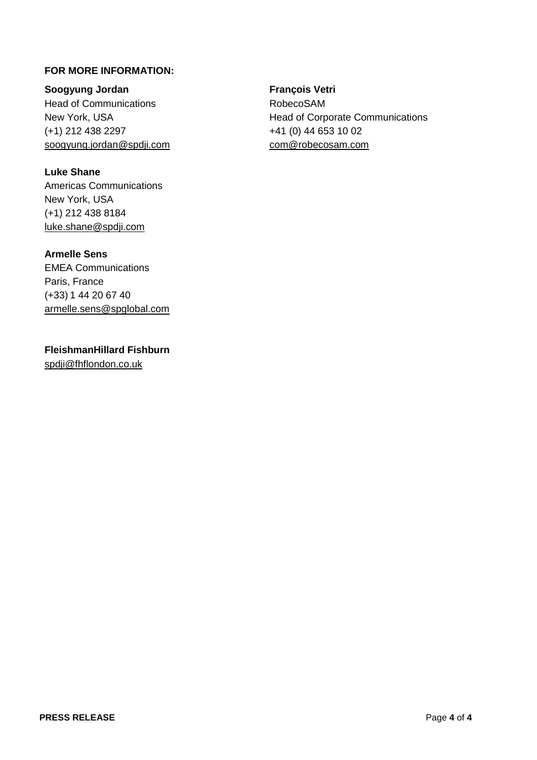**FOR MORE INFORMATION:**

**Soogyung Jordan**
Head of Communications
New York, USA
(+1) 212 438 2297
soogyung.jordan@spdji.com

**Luke Shane**
Americas Communications
New York, USA
(+1) 212 438 8184
luke.shane@spdji.com

**Armelle Sens**
EMEA Communications
Paris, France
(+33) 1 44 20 67 40
armelle.sens@spglobal.com

**FleishmanHillard Fishburn**
spdji@fhflondon.co.uk

**François Vetri**
RobecoSAM
Head of Corporate Communications
+41 (0) 44 653 10 02
com@robecosam.com